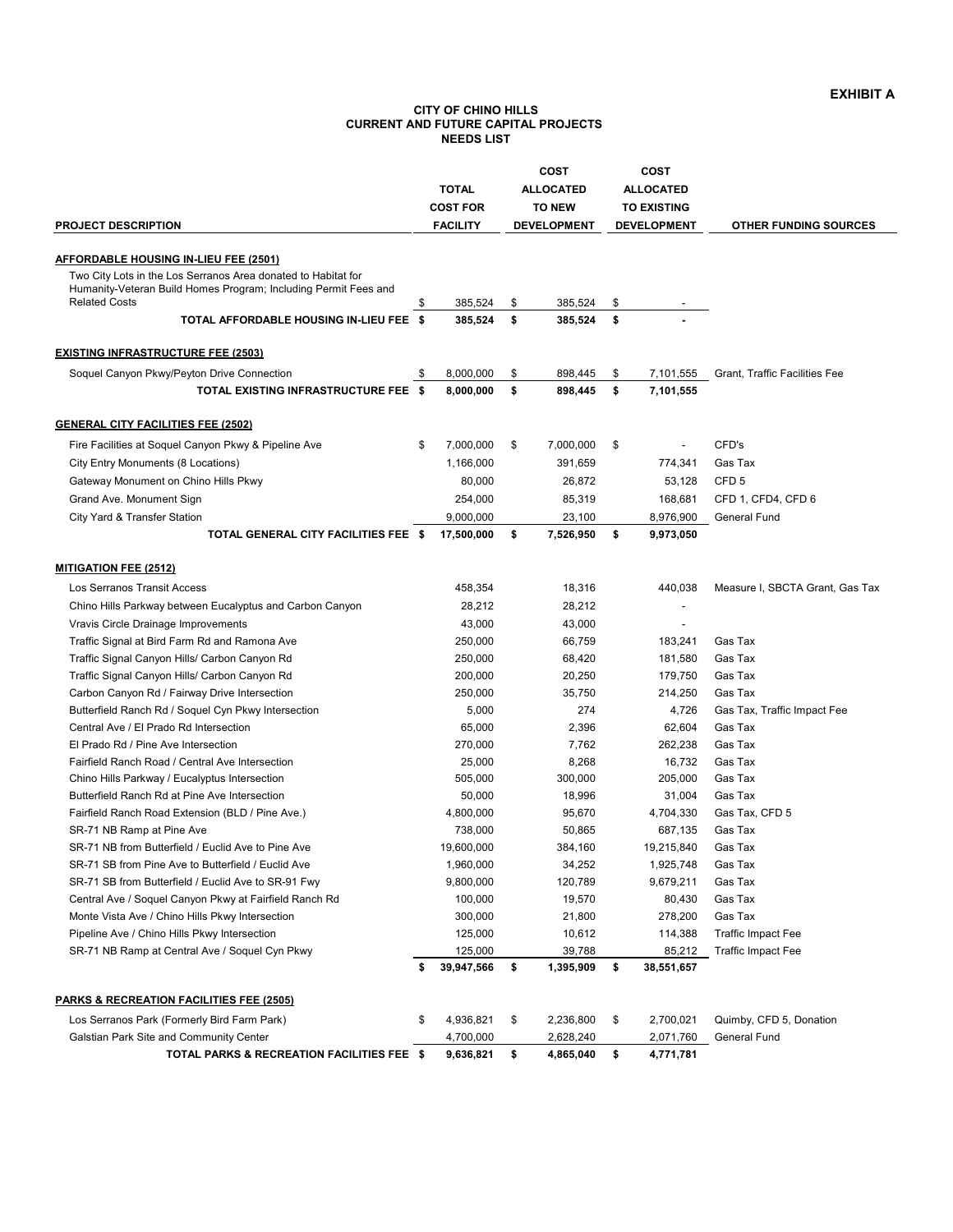**EXHIBIT A**

# CITY OF CHINO HILLS
## CURRENT AND FUTURE CAPITAL PROJECTS
## NEEDS LIST

| PROJECT DESCRIPTION | TOTAL COST FOR FACILITY | COST ALLOCATED TO NEW DEVELOPMENT | COST ALLOCATED TO EXISTING DEVELOPMENT | OTHER FUNDING SOURCES |
|---|---|---|---|---|
| **AFFORDABLE HOUSING IN-LIEU FEE (2501)** | | | | |
| Two City Lots in the Los Serranos Area donated to Habitat for Humanity-Veteran Build Homes Program; Including Permit Fees and Related Costs | $ 385,524 | $ 385,524 | $ - | |
| **TOTAL AFFORDABLE HOUSING IN-LIEU FEE** | **$ 385,524** | **$ 385,524** | **$ -** | |
| **EXISTING INFRASTRUCTURE FEE (2503)** | | | | |
| Soquel Canyon Pkwy/Peyton Drive Connection | $ 8,000,000 | $ 898,445 | $ 7,101,555 | Grant, Traffic Facilities Fee |
| **TOTAL EXISTING INFRASTRUCTURE FEE** | **$ 8,000,000** | **$ 898,445** | **$ 7,101,555** | |
| **GENERAL CITY FACILITIES FEE (2502)** | | | | |
| Fire Facilities at Soquel Canyon Pkwy & Pipeline Ave | $ 7,000,000 | $ 7,000,000 | $ - | CFD's |
| City Entry Monuments (8 Locations) | 1,166,000 | 391,659 | 774,341 | Gas Tax |
| Gateway Monument on Chino Hills Pkwy | 80,000 | 26,872 | 53,128 | CFD 5 |
| Grand Ave. Monument Sign | 254,000 | 85,319 | 168,681 | CFD 1, CFD4, CFD 6 |
| City Yard & Transfer Station | 9,000,000 | 23,100 | 8,976,900 | General Fund |
| **TOTAL GENERAL CITY FACILITIES FEE** | **$ 17,500,000** | **$ 7,526,950** | **$ 9,973,050** | |
| **MITIGATION FEE (2512)** | | | | |
| Los Serranos Transit Access | 458,354 | 18,316 | 440,038 | Measure I, SBCTA Grant, Gas Tax |
| Chino Hills Parkway between Eucalyptus and Carbon Canyon | 28,212 | 28,212 | - | |
| Vravis Circle Drainage Improvements | 43,000 | 43,000 | - | |
| Traffic Signal at Bird Farm Rd and Ramona Ave | 250,000 | 66,759 | 183,241 | Gas Tax |
| Traffic Signal Canyon Hills/ Carbon Canyon Rd | 250,000 | 68,420 | 181,580 | Gas Tax |
| Traffic Signal Canyon Hills/ Carbon Canyon Rd | 200,000 | 20,250 | 179,750 | Gas Tax |
| Carbon Canyon Rd / Fairway Drive Intersection | 250,000 | 35,750 | 214,250 | Gas Tax |
| Butterfield Ranch Rd / Soquel Cyn Pkwy Intersection | 5,000 | 274 | 4,726 | Gas Tax, Traffic Impact Fee |
| Central Ave / El Prado Rd Intersection | 65,000 | 2,396 | 62,604 | Gas Tax |
| El Prado Rd / Pine Ave Intersection | 270,000 | 7,762 | 262,238 | Gas Tax |
| Fairfield Ranch Road / Central Ave Intersection | 25,000 | 8,268 | 16,732 | Gas Tax |
| Chino Hills Parkway / Eucalyptus Intersection | 505,000 | 300,000 | 205,000 | Gas Tax |
| Butterfield Ranch Rd at Pine Ave Intersection | 50,000 | 18,996 | 31,004 | Gas Tax |
| Fairfield Ranch Road Extension (BLD / Pine Ave.) | 4,800,000 | 95,670 | 4,704,330 | Gas Tax, CFD 5 |
| SR-71 NB Ramp at Pine Ave | 738,000 | 50,865 | 687,135 | Gas Tax |
| SR-71 NB from Butterfield / Euclid Ave to Pine Ave | 19,600,000 | 384,160 | 19,215,840 | Gas Tax |
| SR-71 SB from Pine Ave to Butterfield / Euclid Ave | 1,960,000 | 34,252 | 1,925,748 | Gas Tax |
| SR-71 SB from Butterfield / Euclid Ave to SR-91 Fwy | 9,800,000 | 120,789 | 9,679,211 | Gas Tax |
| Central Ave / Soquel Canyon Pkwy at Fairfield Ranch Rd | 100,000 | 19,570 | 80,430 | Gas Tax |
| Monte Vista Ave / Chino Hills Pkwy Intersection | 300,000 | 21,800 | 278,200 | Gas Tax |
| Pipeline Ave / Chino Hills Pkwy Intersection | 125,000 | 10,612 | 114,388 | Traffic Impact Fee |
| SR-71 NB Ramp at Central Ave / Soquel Cyn Pkwy | 125,000 | 39,788 | 85,212 | Traffic Impact Fee |
| | **$ 39,947,566** | **$ 1,395,909** | **$ 38,551,657** | |
| **PARKS & RECREATION FACILITIES FEE (2505)** | | | | |
| Los Serranos Park (Formerly Bird Farm Park) | $ 4,936,821 | $ 2,236,800 | $ 2,700,021 | Quimby, CFD 5, Donation |
| Galstian Park Site and Community Center | 4,700,000 | 2,628,240 | 2,071,760 | General Fund |
| **TOTAL PARKS & RECREATION FACILITIES FEE** | **$ 9,636,821** | **$ 4,865,040** | **$ 4,771,781** | |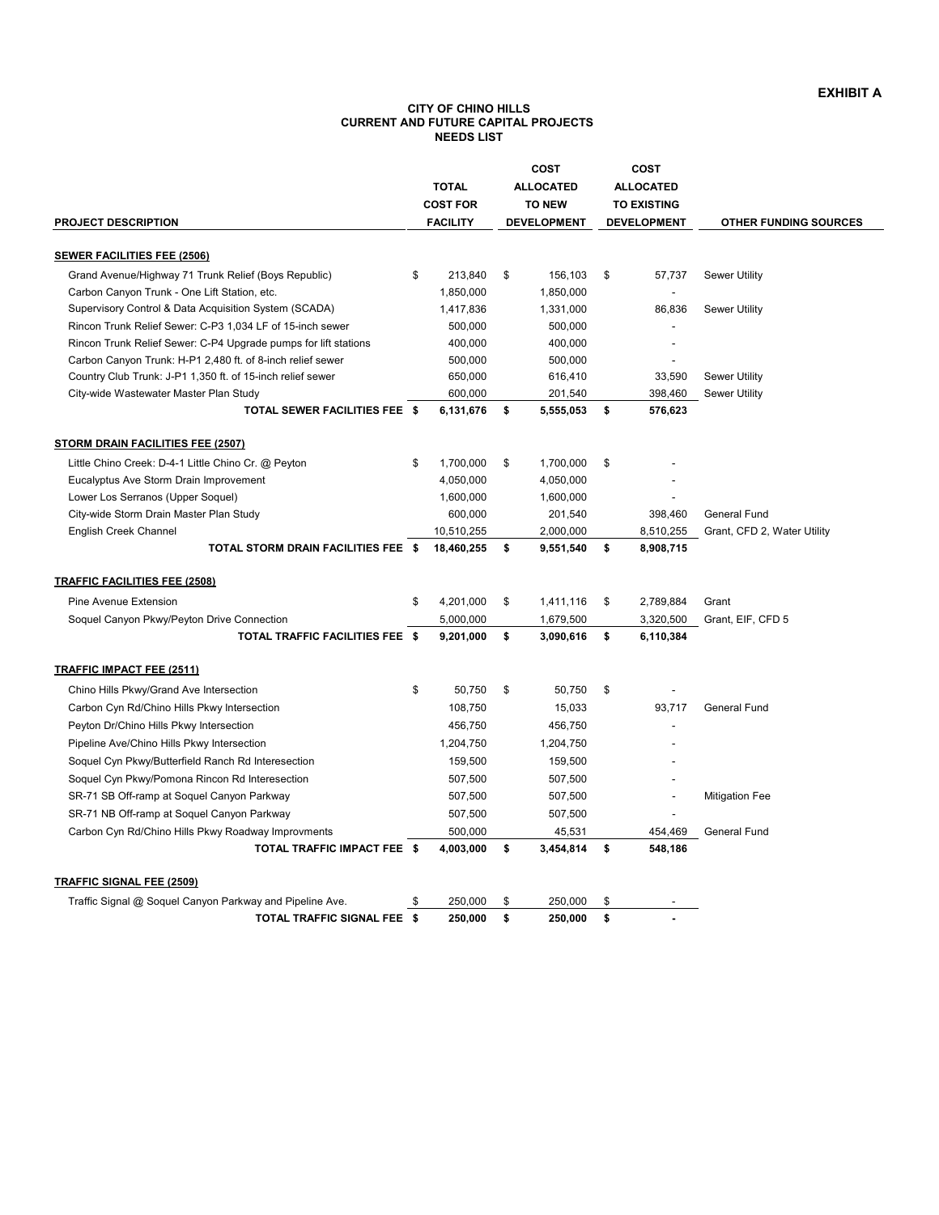**EXHIBIT A**

# CITY OF CHINO HILLS
## CURRENT AND FUTURE CAPITAL PROJECTS
## NEEDS LIST

| PROJECT DESCRIPTION | TOTAL COST FOR FACILITY | COST ALLOCATED TO NEW DEVELOPMENT | COST ALLOCATED TO EXISTING DEVELOPMENT | OTHER FUNDING SOURCES |
|---|---|---|---|---|
| **SEWER FACILITIES FEE (2506)** | | | | |
| Grand Avenue/Highway 71 Trunk Relief (Boys Republic) | $ 213,840 | $ 156,103 | $ 57,737 | Sewer Utility |
| Carbon Canyon Trunk - One Lift Station, etc. | 1,850,000 | 1,850,000 | - | |
| Supervisory Control & Data Acquisition System (SCADA) | 1,417,836 | 1,331,000 | 86,836 | Sewer Utility |
| Rincon Trunk Relief Sewer: C-P3 1,034 LF of 15-inch sewer | 500,000 | 500,000 | - | |
| Rincon Trunk Relief Sewer: C-P4 Upgrade pumps for lift stations | 400,000 | 400,000 | - | |
| Carbon Canyon Trunk: H-P1 2,480 ft. of 8-inch relief sewer | 500,000 | 500,000 | - | |
| Country Club Trunk: J-P1 1,350 ft. of 15-inch relief sewer | 650,000 | 616,410 | 33,590 | Sewer Utility |
| City-wide Wastewater Master Plan Study | 600,000 | 201,540 | 398,460 | Sewer Utility |
| **TOTAL SEWER FACILITIES FEE** | **$ 6,131,676** | **$ 5,555,053** | **$ 576,623** | |
| **STORM DRAIN FACILITIES FEE (2507)** | | | | |
| Little Chino Creek: D-4-1 Little Chino Cr. @ Peyton | $ 1,700,000 | $ 1,700,000 | $ - | |
| Eucalyptus Ave Storm Drain Improvement | 4,050,000 | 4,050,000 | - | |
| Lower Los Serranos (Upper Soquel) | 1,600,000 | 1,600,000 | - | |
| City-wide Storm Drain Master Plan Study | 600,000 | 201,540 | 398,460 | General Fund |
| English Creek Channel | 10,510,255 | 2,000,000 | 8,510,255 | Grant, CFD 2, Water Utility |
| **TOTAL STORM DRAIN FACILITIES FEE** | **$ 18,460,255** | **$ 9,551,540** | **$ 8,908,715** | |
| **TRAFFIC FACILITIES FEE (2508)** | | | | |
| Pine Avenue Extension | $ 4,201,000 | $ 1,411,116 | $ 2,789,884 | Grant |
| Soquel Canyon Pkwy/Peyton Drive Connection | 5,000,000 | 1,679,500 | 3,320,500 | Grant, EIF, CFD 5 |
| **TOTAL TRAFFIC FACILITIES FEE** | **$ 9,201,000** | **$ 3,090,616** | **$ 6,110,384** | |
| **TRAFFIC IMPACT FEE (2511)** | | | | |
| Chino Hills Pkwy/Grand Ave Intersection | $ 50,750 | $ 50,750 | $ - | |
| Carbon Cyn Rd/Chino Hills Pkwy Intersection | 108,750 | 15,033 | 93,717 | General Fund |
| Peyton Dr/Chino Hills Pkwy Intersection | 456,750 | 456,750 | - | |
| Pipeline Ave/Chino Hills Pkwy Intersection | 1,204,750 | 1,204,750 | - | |
| Soquel Cyn Pkwy/Butterfield Ranch Rd Interesection | 159,500 | 159,500 | - | |
| Soquel Cyn Pkwy/Pomona Rincon Rd Interesection | 507,500 | 507,500 | - | |
| SR-71 SB Off-ramp at Soquel Canyon Parkway | 507,500 | 507,500 | - | Mitigation Fee |
| SR-71 NB Off-ramp at Soquel Canyon Parkway | 507,500 | 507,500 | - | |
| Carbon Cyn Rd/Chino Hills Pkwy Roadway Improvments | 500,000 | 45,531 | 454,469 | General Fund |
| **TOTAL TRAFFIC IMPACT FEE** | **$ 4,003,000** | **$ 3,454,814** | **$ 548,186** | |
| **TRAFFIC SIGNAL FEE (2509)** | | | | |
| Traffic Signal @ Soquel Canyon Parkway and Pipeline Ave. | $ 250,000 | $ 250,000 | $ - | |
| **TOTAL TRAFFIC SIGNAL FEE** | **$ 250,000** | **$ 250,000** | **$ -** | |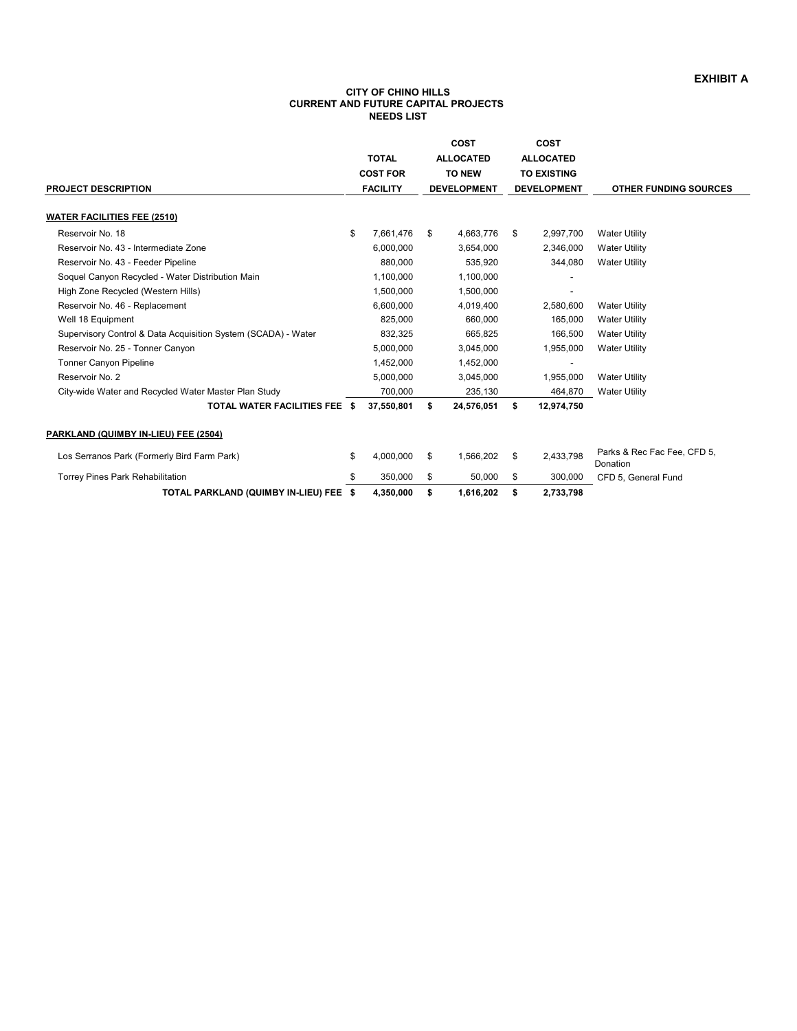**EXHIBIT A**

# CITY OF CHINO HILLS
## CURRENT AND FUTURE CAPITAL PROJECTS
## NEEDS LIST

| PROJECT DESCRIPTION | TOTAL COST FOR FACILITY | COST ALLOCATED TO NEW DEVELOPMENT | COST ALLOCATED TO EXISTING DEVELOPMENT | OTHER FUNDING SOURCES |
|---|---|---|---|---|
| **WATER FACILITIES FEE (2510)** | | | | |
| Reservoir No. 18 | $ 7,661,476 | $ 4,663,776 | $ 2,997,700 | Water Utility |
| Reservoir No. 43 - Intermediate Zone | 6,000,000 | 3,654,000 | 2,346,000 | Water Utility |
| Reservoir No. 43 - Feeder Pipeline | 880,000 | 535,920 | 344,080 | Water Utility |
| Soquel Canyon Recycled - Water Distribution Main | 1,100,000 | 1,100,000 | - | |
| High Zone Recycled (Western Hills) | 1,500,000 | 1,500,000 | - | |
| Reservoir No. 46 - Replacement | 6,600,000 | 4,019,400 | 2,580,600 | Water Utility |
| Well 18 Equipment | 825,000 | 660,000 | 165,000 | Water Utility |
| Supervisory Control & Data Acquisition System (SCADA) - Water | 832,325 | 665,825 | 166,500 | Water Utility |
| Reservoir No. 25 - Tonner Canyon | 5,000,000 | 3,045,000 | 1,955,000 | Water Utility |
| Tonner Canyon Pipeline | 1,452,000 | 1,452,000 | - | |
| Reservoir No. 2 | 5,000,000 | 3,045,000 | 1,955,000 | Water Utility |
| City-wide Water and Recycled Water Master Plan Study | 700,000 | 235,130 | 464,870 | Water Utility |
| **TOTAL WATER FACILITIES FEE** | **$ 37,550,801** | **$ 24,576,051** | **$ 12,974,750** | |
| **PARKLAND (QUIMBY IN-LIEU) FEE (2504)** | | | | |
| Los Serranos Park (Formerly Bird Farm Park) | $ 4,000,000 | $ 1,566,202 | $ 2,433,798 | Parks & Rec Fac Fee, CFD 5, Donation |
| Torrey Pines Park Rehabilitation | $ 350,000 | $ 50,000 | $ 300,000 | CFD 5, General Fund |
| **TOTAL PARKLAND (QUIMBY IN-LIEU) FEE** | **$ 4,350,000** | **$ 1,616,202** | **$ 2,733,798** | |